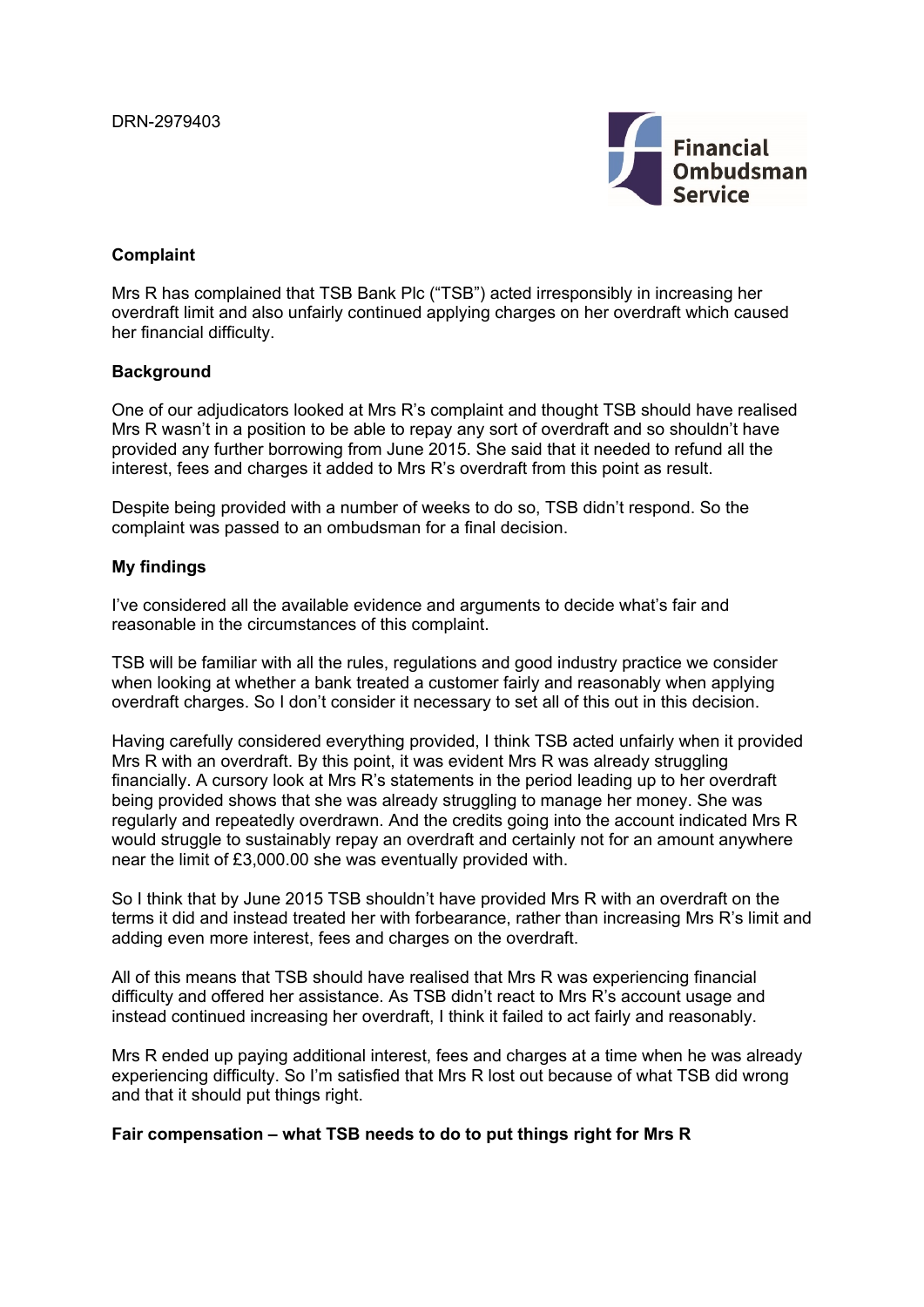DRN-2979403

**Complaint**

Mrs R has complained that TSB Bank Plc ("TSB") acted irresponsibly in increasing her overdraft limit and also unfairly continued applying charges on her overdraft which caused her financial difficulty.

**Background**

One of our adjudicators looked at Mrs R's complaint and thought TSB should have realised Mrs R wasn't in a position to be able to repay any sort of overdraft and so shouldn't have provided any further borrowing from June 2015. She said that it needed to refund all the interest, fees and charges it added to Mrs R's overdraft from this point as result.

Despite being provided with a number of weeks to do so, TSB didn't respond. So the complaint was passed to an ombudsman for a final decision.

**My findings**

I've considered all the available evidence and arguments to decide what's fair and reasonable in the circumstances of this complaint.

TSB will be familiar with all the rules, regulations and good industry practice we consider when looking at whether a bank treated a customer fairly and reasonably when applying overdraft charges. So I don't consider it necessary to set all of this out in this decision.

Having carefully considered everything provided, I think TSB acted unfairly when it provided Mrs R with an overdraft. By this point, it was evident Mrs R was already struggling financially. A cursory look at Mrs R's statements in the period leading up to her overdraft being provided shows that she was already struggling to manage her money. She was regularly and repeatedly overdrawn. And the credits going into the account indicated Mrs R would struggle to sustainably repay an overdraft and certainly not for an amount anywhere near the limit of £3,000.00 she was eventually provided with.

So I think that by June 2015 TSB shouldn't have provided Mrs R with an overdraft on the terms it did and instead treated her with forbearance, rather than increasing Mrs R's limit and adding even more interest, fees and charges on the overdraft.

All of this means that TSB should have realised that Mrs R was experiencing financial difficulty and offered her assistance. As TSB didn't react to Mrs R's account usage and instead continued increasing her overdraft, I think it failed to act fairly and reasonably.

Mrs R ended up paying additional interest, fees and charges at a time when he was already experiencing difficulty. So I'm satisfied that Mrs R lost out because of what TSB did wrong and that it should put things right.

**Fair compensation – what TSB needs to do to put things right for Mrs R**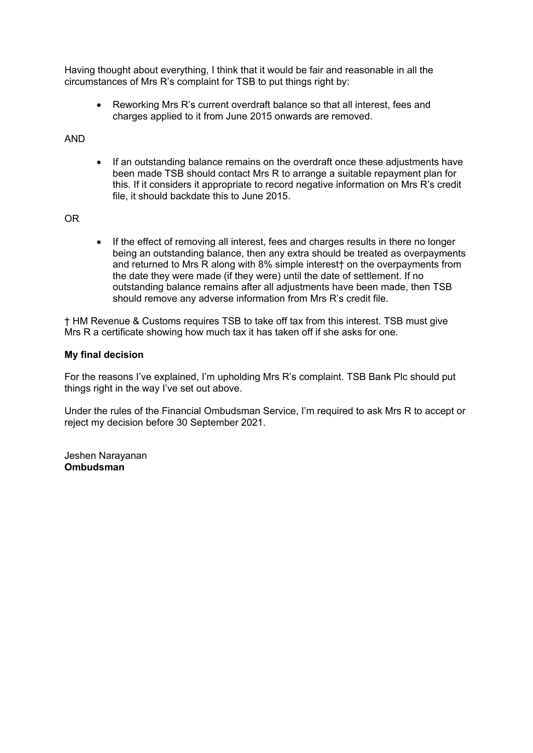Having thought about everything, I think that it would be fair and reasonable in all the circumstances of Mrs R's complaint for TSB to put things right by:

- Reworking Mrs R's current overdraft balance so that all interest, fees and charges applied to it from June 2015 onwards are removed.

AND

- If an outstanding balance remains on the overdraft once these adjustments have been made TSB should contact Mrs R to arrange a suitable repayment plan for this. If it considers it appropriate to record negative information on Mrs R's credit file, it should backdate this to June 2015.

OR

- If the effect of removing all interest, fees and charges results in there no longer being an outstanding balance, then any extra should be treated as overpayments and returned to Mrs R along with 8% simple interest† on the overpayments from the date they were made (if they were) until the date of settlement. If no outstanding balance remains after all adjustments have been made, then TSB should remove any adverse information from Mrs R's credit file.

† HM Revenue & Customs requires TSB to take off tax from this interest. TSB must give Mrs R a certificate showing how much tax it has taken off if she asks for one.

**My final decision**

For the reasons I've explained, I'm upholding Mrs R's complaint. TSB Bank Plc should put things right in the way I've set out above.

Under the rules of the Financial Ombudsman Service, I'm required to ask Mrs R to accept or reject my decision before 30 September 2021.

Jeshen Narayanan
**Ombudsman**